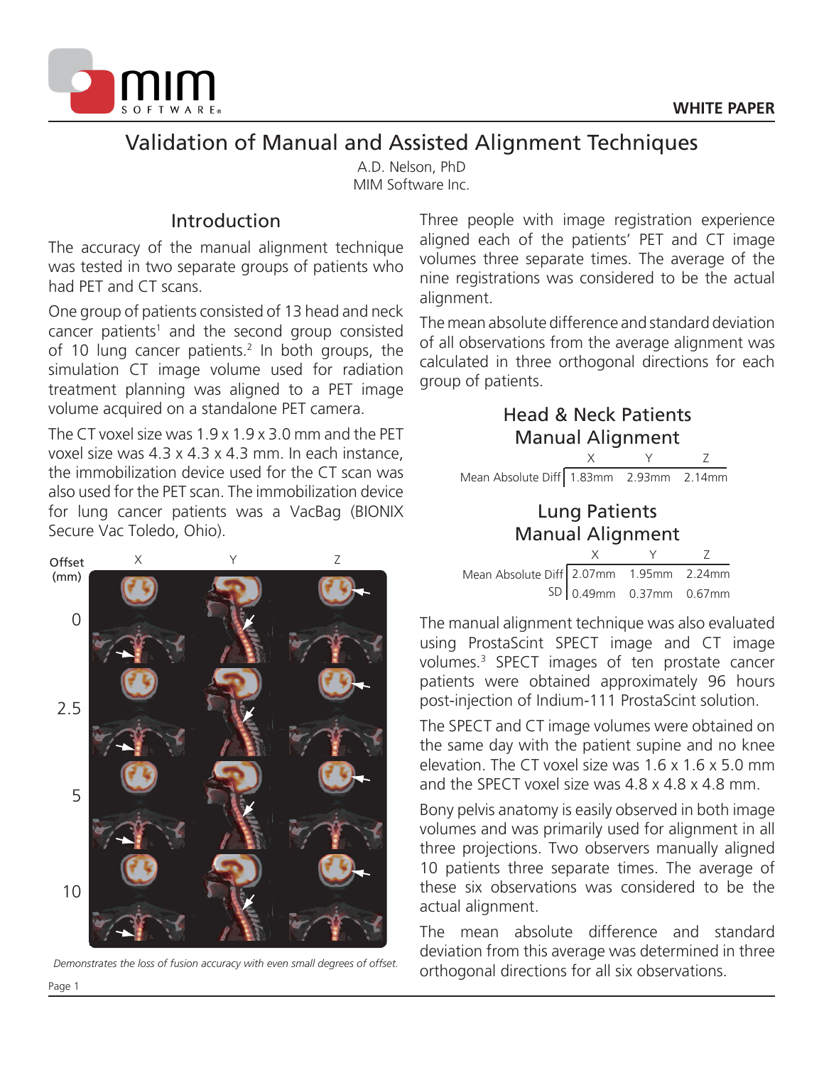WHITE PAPER

# Validation of Manual and Assisted Alignment Techniques

A.D. Nelson, PhD
MIM Software Inc.

## Introduction

The accuracy of the manual alignment technique was tested in two separate groups of patients who had PET and CT scans.

One group of patients consisted of 13 head and neck cancer patients[1] and the second group consisted of 10 lung cancer patients.[2] In both groups, the simulation CT image volume used for radiation treatment planning was aligned to a PET image volume acquired on a standalone PET camera.

The CT voxel size was 1.9 x 1.9 x 3.0 mm and the PET voxel size was 4.3 x 4.3 x 4.3 mm. In each instance, the immobilization device used for the CT scan was also used for the PET scan. The immobilization device for lung cancer patients was a VacBag (BIONIX Secure Vac Toledo, Ohio).

*Demonstrates the loss of fusion accuracy with even small degrees of offset.*

Three people with image registration experience aligned each of the patients' PET and CT image volumes three separate times. The average of the nine registrations was considered to be the actual alignment.

The mean absolute difference and standard deviation of all observations from the average alignment was calculated in three orthogonal directions for each group of patients.

### Head & Neck Patients Manual Alignment

| | X | Y | Z |
|---|---|---|---|
| Mean Absolute Diff | 1.83mm | 2.93mm | 2.14mm |

### Lung Patients Manual Alignment

| | X | Y | Z |
|---|---|---|---|
| Mean Absolute Diff | 2.07mm | 1.95mm | 2.24mm |
| SD | 0.49mm | 0.37mm | 0.67mm |

The manual alignment technique was also evaluated using ProstaScint SPECT image and CT image volumes.[3] SPECT images of ten prostate cancer patients were obtained approximately 96 hours post-injection of Indium-111 ProstaScint solution.

The SPECT and CT image volumes were obtained on the same day with the patient supine and no knee elevation. The CT voxel size was 1.6 x 1.6 x 5.0 mm and the SPECT voxel size was 4.8 x 4.8 x 4.8 mm.

Bony pelvis anatomy is easily observed in both image volumes and was primarily used for alignment in all three projections. Two observers manually aligned 10 patients three separate times. The average of these six observations was considered to be the actual alignment.

The mean absolute difference and standard deviation from this average was determined in three orthogonal directions for all six observations.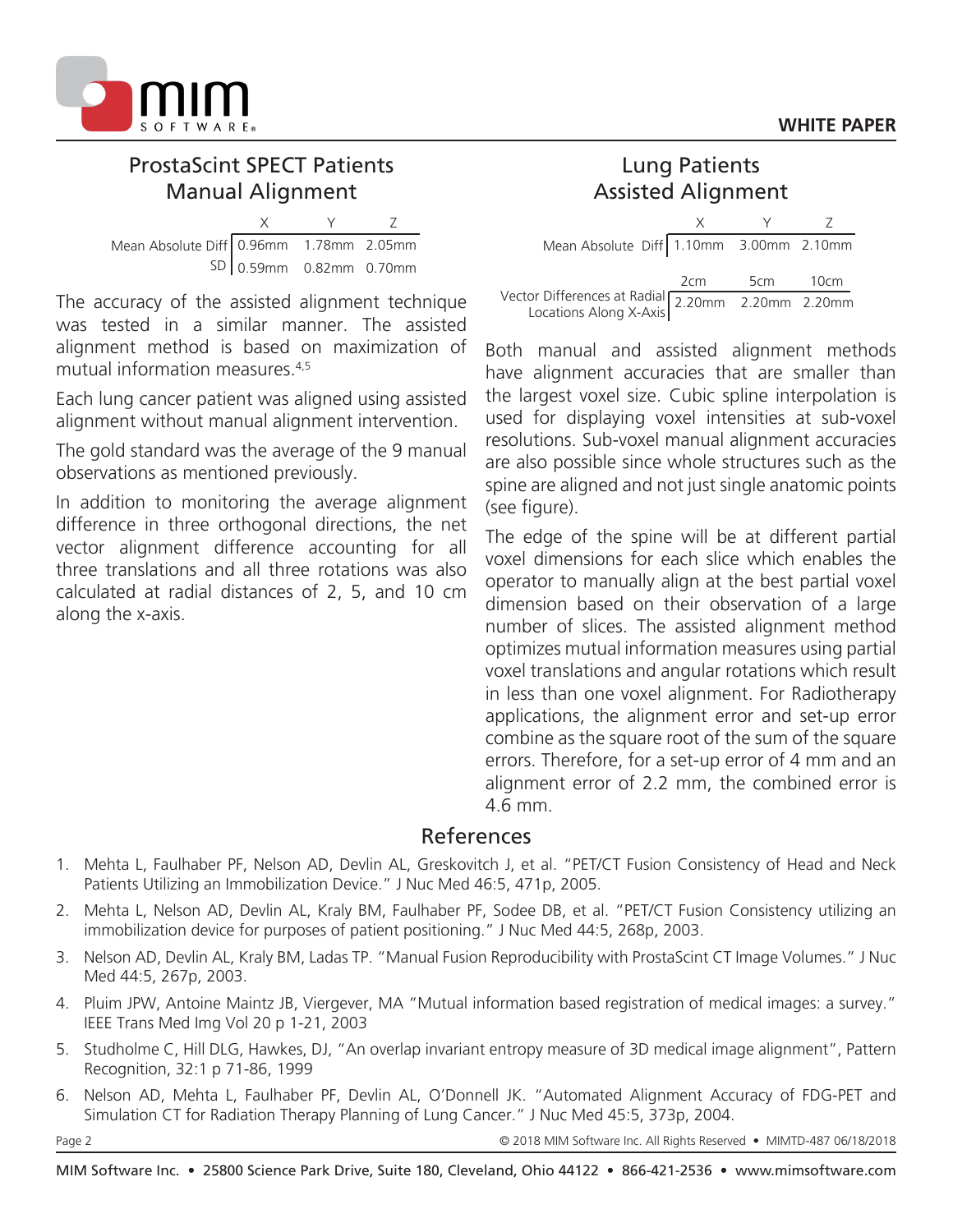## ProstaScint SPECT Patients Manual Alignment

| | X | Y | Z |
|---|---|---|---|
| Mean Absolute Diff | 0.96mm | 1.78mm | 2.05mm |
| SD | 0.59mm | 0.82mm | 0.70mm |

The accuracy of the assisted alignment technique was tested in a similar manner. The assisted alignment method is based on maximization of mutual information measures.[4,5]

Each lung cancer patient was aligned using assisted alignment without manual alignment intervention.

The gold standard was the average of the 9 manual observations as mentioned previously.

In addition to monitoring the average alignment difference in three orthogonal directions, the net vector alignment difference accounting for all three translations and all three rotations was also calculated at radial distances of 2, 5, and 10 cm along the x-axis.

## Lung Patients Assisted Alignment

| | X | Y | Z |
|---|---|---|---|
| Mean Absolute Diff | 1.10mm | 3.00mm | 2.10mm |

| | 2cm | 5cm | 10cm |
|---|---|---|---|
| Vector Differences at Radial Locations Along X-Axis | 2.20mm | 2.20mm | 2.20mm |

Both manual and assisted alignment methods have alignment accuracies that are smaller than the largest voxel size. Cubic spline interpolation is used for displaying voxel intensities at sub-voxel resolutions. Sub-voxel manual alignment accuracies are also possible since whole structures such as the spine are aligned and not just single anatomic points (see figure).

The edge of the spine will be at different partial voxel dimensions for each slice which enables the operator to manually align at the best partial voxel dimension based on their observation of a large number of slices. The assisted alignment method optimizes mutual information measures using partial voxel translations and angular rotations which result in less than one voxel alignment. For Radiotherapy applications, the alignment error and set-up error combine as the square root of the sum of the square errors. Therefore, for a set-up error of 4 mm and an alignment error of 2.2 mm, the combined error is 4.6 mm.

## References

1. Mehta L, Faulhaber PF, Nelson AD, Devlin AL, Greskovitch J, et al. "PET/CT Fusion Consistency of Head and Neck Patients Utilizing an Immobilization Device." J Nuc Med 46:5, 471p, 2005.
2. Mehta L, Nelson AD, Devlin AL, Kraly BM, Faulhaber PF, Sodee DB, et al. "PET/CT Fusion Consistency utilizing an immobilization device for purposes of patient positioning." J Nuc Med 44:5, 268p, 2003.
3. Nelson AD, Devlin AL, Kraly BM, Ladas TP. "Manual Fusion Reproducibility with ProstaScint CT Image Volumes." J Nuc Med 44:5, 267p, 2003.
4. Pluim JPW, Antoine Maintz JB, Viergever, MA "Mutual information based registration of medical images: a survey." IEEE Trans Med Img Vol 20 p 1-21, 2003
5. Studholme C, Hill DLG, Hawkes, DJ, "An overlap invariant entropy measure of 3D medical image alignment", Pattern Recognition, 32:1 p 71-86, 1999
6. Nelson AD, Mehta L, Faulhaber PF, Devlin AL, O'Donnell JK. "Automated Alignment Accuracy of FDG-PET and Simulation CT for Radiation Therapy Planning of Lung Cancer." J Nuc Med 45:5, 373p, 2004.